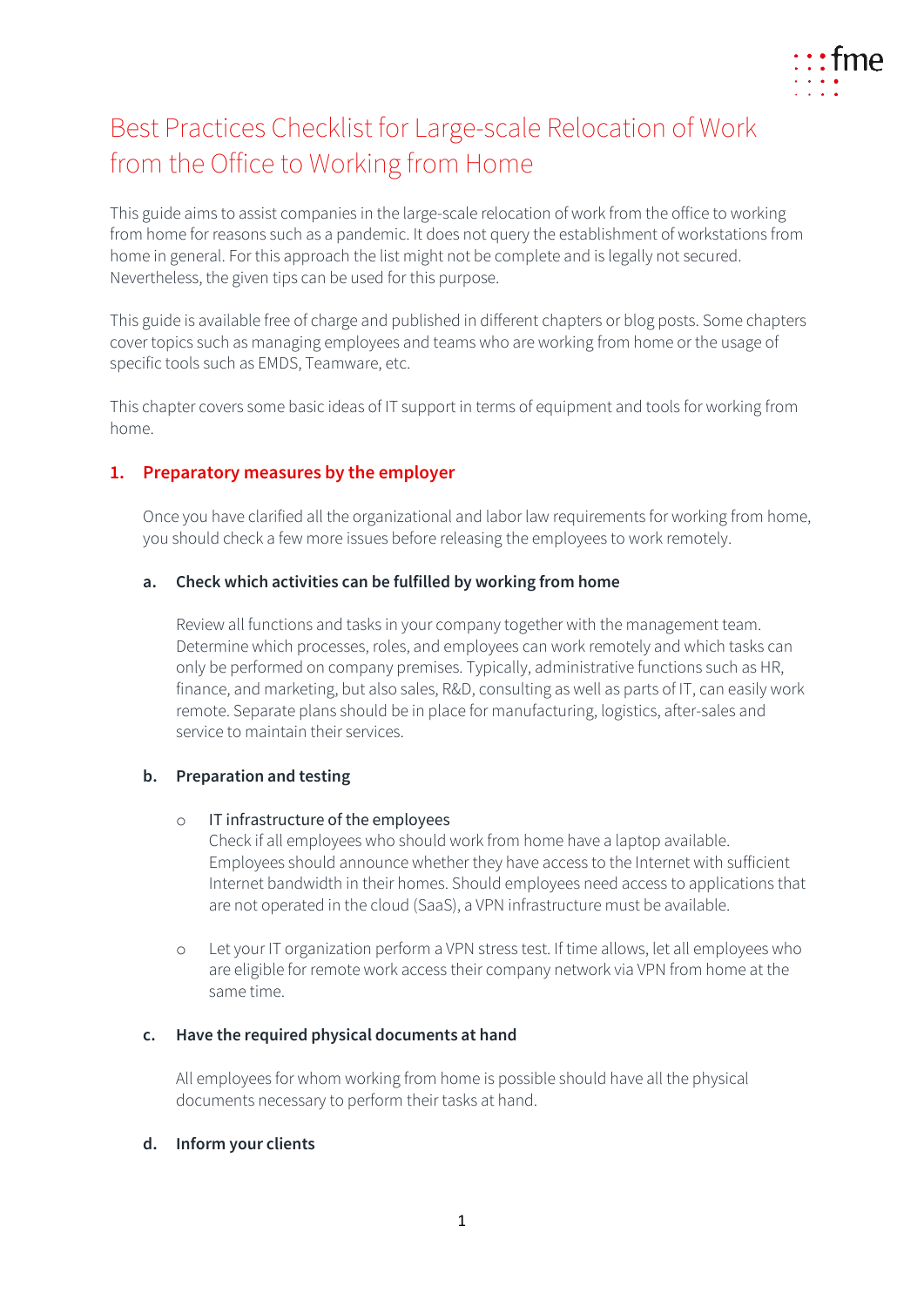# Best Practices Checklist for Large-scale Relocation of Work from the Office to Working from Home

This guide aims to assist companies in the large-scale relocation of work from the office to working from home for reasons such as a pandemic. It does not query the establishment of workstations from home in general. For this approach the list might not be complete and is legally not secured. Nevertheless, the given tips can be used for this purpose.

This guide is available free of charge and published in different chapters or blog posts. Some chapters cover topics such as managing employees and teams who are working from home or the usage of specific tools such as EMDS, Teamware, etc.

This chapter covers some basic ideas of IT support in terms of equipment and tools for working from home.

## 1. Preparatory measures by the employer

Once you have clarified all the organizational and labor law requirements for working from home, you should check a few more issues before releasing the employees to work remotely.

### a. Check which activities can be fulfilled by working from home

Review all functions and tasks in your company together with the management team. Determine which processes, roles, and employees can work remotely and which tasks can only be performed on company premises. Typically, administrative functions such as HR, finance, and marketing, but also sales, R&D, consulting as well as parts of IT, can easily work remote. Separate plans should be in place for manufacturing, logistics, after-sales and service to maintain their services.

### b. Preparation and testing

- IT infrastructure of the employees
  Check if all employees who should work from home have a laptop available. Employees should announce whether they have access to the Internet with sufficient Internet bandwidth in their homes. Should employees need access to applications that are not operated in the cloud (SaaS), a VPN infrastructure must be available.

- Let your IT organization perform a VPN stress test. If time allows, let all employees who are eligible for remote work access their company network via VPN from home at the same time.

### c. Have the required physical documents at hand

All employees for whom working from home is possible should have all the physical documents necessary to perform their tasks at hand.

### d. Inform your clients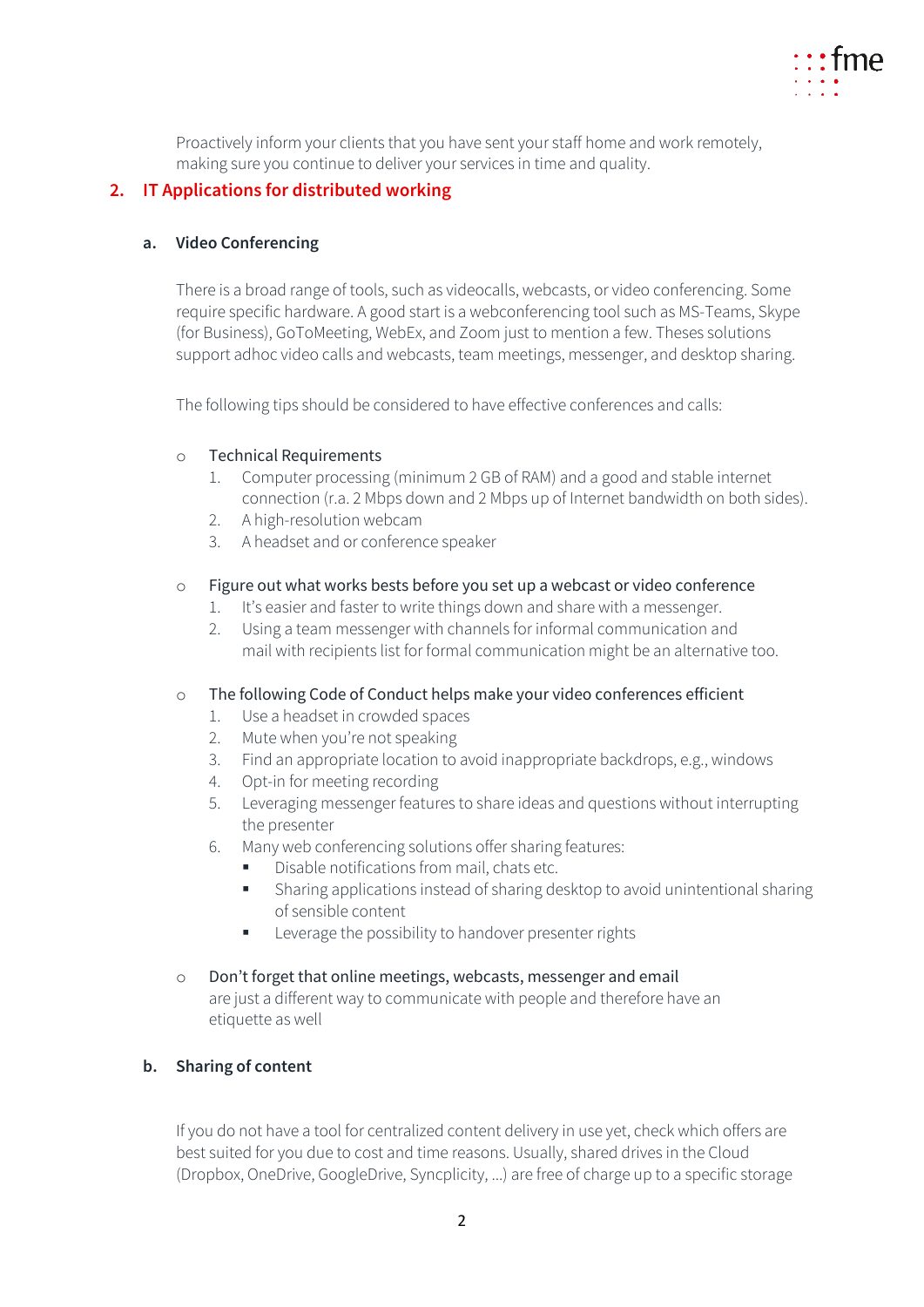Proactively inform your clients that you have sent your staff home and work remotely, making sure you continue to deliver your services in time and quality.

## 2. IT Applications for distributed working

### a. Video Conferencing

There is a broad range of tools, such as videocalls, webcasts, or video conferencing. Some require specific hardware. A good start is a webconferencing tool such as MS-Teams, Skype (for Business), GoToMeeting, WebEx, and Zoom just to mention a few. Theses solutions support adhoc video calls and webcasts, team meetings, messenger, and desktop sharing.

The following tips should be considered to have effective conferences and calls:

- Technical Requirements
  1. Computer processing (minimum 2 GB of RAM) and a good and stable internet connection (r.a. 2 Mbps down and 2 Mbps up of Internet bandwidth on both sides).
  2. A high-resolution webcam
  3. A headset and or conference speaker

- Figure out what works bests before you set up a webcast or video conference
  1. It's easier and faster to write things down and share with a messenger.
  2. Using a team messenger with channels for informal communication and mail with recipients list for formal communication might be an alternative too.

- The following Code of Conduct helps make your video conferences efficient
  1. Use a headset in crowded spaces
  2. Mute when you're not speaking
  3. Find an appropriate location to avoid inappropriate backdrops, e.g., windows
  4. Opt-in for meeting recording
  5. Leveraging messenger features to share ideas and questions without interrupting the presenter
  6. Many web conferencing solutions offer sharing features:
     - Disable notifications from mail, chats etc.
     - Sharing applications instead of sharing desktop to avoid unintentional sharing of sensible content
     - Leverage the possibility to handover presenter rights

- Don't forget that online meetings, webcasts, messenger and email are just a different way to communicate with people and therefore have an etiquette as well

### b. Sharing of content

If you do not have a tool for centralized content delivery in use yet, check which offers are best suited for you due to cost and time reasons. Usually, shared drives in the Cloud (Dropbox, OneDrive, GoogleDrive, Syncplicity, ...) are free of charge up to a specific storage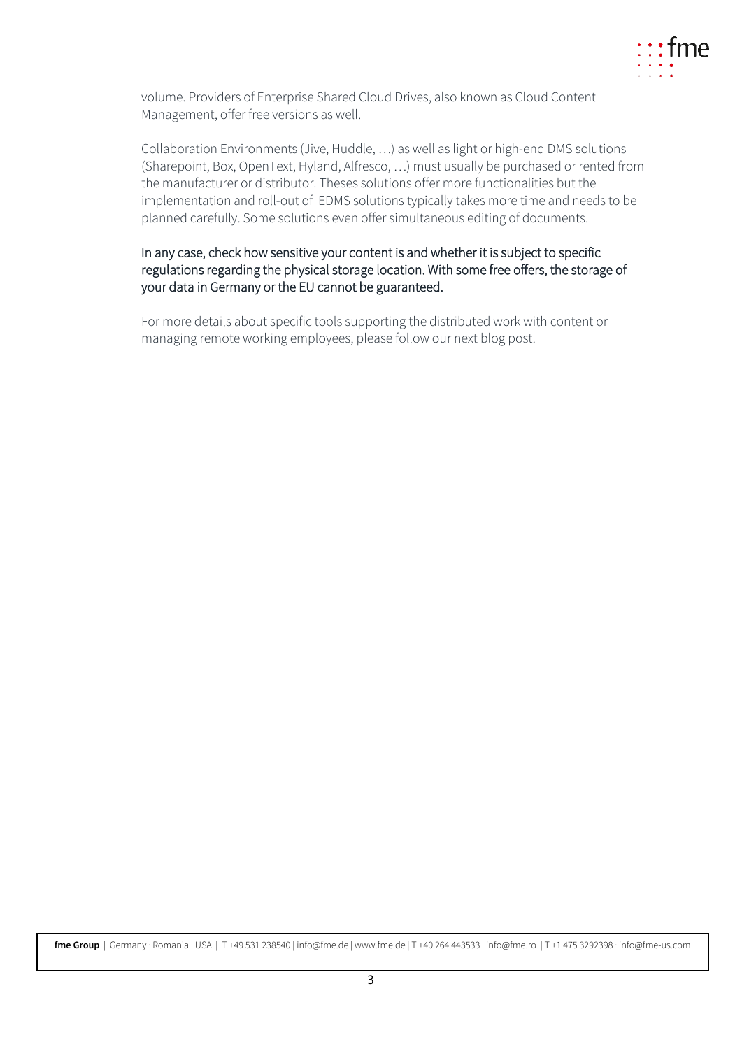volume. Providers of Enterprise Shared Cloud Drives, also known as Cloud Content Management, offer free versions as well.

Collaboration Environments (Jive, Huddle, …) as well as light or high-end DMS solutions (Sharepoint, Box, OpenText, Hyland, Alfresco, …) must usually be purchased or rented from the manufacturer or distributor. Theses solutions offer more functionalities but the implementation and roll-out of EDMS solutions typically takes more time and needs to be planned carefully. Some solutions even offer simultaneous editing of documents.

In any case, check how sensitive your content is and whether it is subject to specific regulations regarding the physical storage location. With some free offers, the storage of your data in Germany or the EU cannot be guaranteed.

For more details about specific tools supporting the distributed work with content or managing remote working employees, please follow our next blog post.